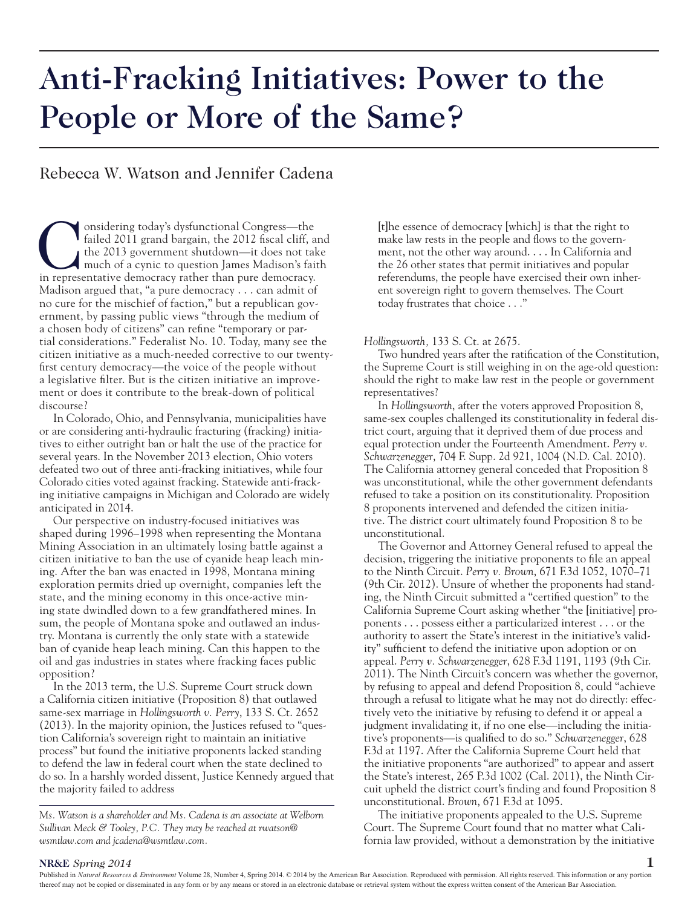# Anti-Fracking Initiatives: Power to the People or More of the Same?

Rebecca W. Watson and Jennifer Cadena

Considering today's dysfunctional Congress—the failed 2011 grand bargain, the 2012 fiscal cliff, and the 2013 government shutdown—it does not take much of a cynic to question James Madison's faith in representative democracy rather than pure democracy. Madison argued that, "a pure democracy . . . can admit of no cure for the mischief of faction," but a republican government, by passing public views "through the medium of a chosen body of citizens" can refine "temporary or partial considerations." Federalist No. 10. Today, many see the citizen initiative as a much-needed corrective to our twenty-first century democracy—the voice of the people without a legislative filter. But is the citizen initiative an improvement or does it contribute to the break-down of political discourse?

In Colorado, Ohio, and Pennsylvania, municipalities have or are considering anti-hydraulic fracturing (fracking) initiatives to either outright ban or halt the use of the practice for several years. In the November 2013 election, Ohio voters defeated two out of three anti-fracking initiatives, while four Colorado cities voted against fracking. Statewide anti-fracking initiative campaigns in Michigan and Colorado are widely anticipated in 2014.

Our perspective on industry-focused initiatives was shaped during 1996–1998 when representing the Montana Mining Association in an ultimately losing battle against a citizen initiative to ban the use of cyanide heap leach mining. After the ban was enacted in 1998, Montana mining exploration permits dried up overnight, companies left the state, and the mining economy in this once-active mining state dwindled down to a few grandfathered mines. In sum, the people of Montana spoke and outlawed an industry. Montana is currently the only state with a statewide ban of cyanide heap leach mining. Can this happen to the oil and gas industries in states where fracking faces public opposition?

In the 2013 term, the U.S. Supreme Court struck down a California citizen initiative (Proposition 8) that outlawed same-sex marriage in *Hollingsworth v. Perry*, 133 S. Ct. 2652 (2013). In the majority opinion, the Justices refused to "question California's sovereign right to maintain an initiative process" but found the initiative proponents lacked standing to defend the law in federal court when the state declined to do so. In a harshly worded dissent, Justice Kennedy argued that the majority failed to address

> [t]he essence of democracy [which] is that the right to make law rests in the people and flows to the government, not the other way around. . . . In California and the 26 other states that permit initiatives and popular referendums, the people have exercised their own inherent sovereign right to govern themselves. The Court today frustrates that choice . . ."

*Hollingsworth,* 133 S. Ct. at 2675.

Two hundred years after the ratification of the Constitution, the Supreme Court is still weighing in on the age-old question: should the right to make law rest in the people or government representatives?

In *Hollingsworth*, after the voters approved Proposition 8, same-sex couples challenged its constitutionality in federal district court, arguing that it deprived them of due process and equal protection under the Fourteenth Amendment. *Perry v. Schwarzenegger*, 704 F. Supp. 2d 921, 1004 (N.D. Cal. 2010). The California attorney general conceded that Proposition 8 was unconstitutional, while the other government defendants refused to take a position on its constitutionality. Proposition 8 proponents intervened and defended the citizen initiative. The district court ultimately found Proposition 8 to be unconstitutional.

The Governor and Attorney General refused to appeal the decision, triggering the initiative proponents to file an appeal to the Ninth Circuit. *Perry v. Brown*, 671 F.3d 1052, 1070–71 (9th Cir. 2012). Unsure of whether the proponents had standing, the Ninth Circuit submitted a "certified question" to the California Supreme Court asking whether "the [initiative] proponents . . . possess either a particularized interest . . . or the authority to assert the State's interest in the initiative's validity" sufficient to defend the initiative upon adoption or on appeal. *Perry v. Schwarzenegger*, 628 F.3d 1191, 1193 (9th Cir. 2011). The Ninth Circuit's concern was whether the governor, by refusing to appeal and defend Proposition 8, could "achieve through a refusal to litigate what he may not do directly: effectively veto the initiative by refusing to defend it or appeal a judgment invalidating it, if no one else—including the initiative's proponents—is qualified to do so." *Schwarzenegger*, 628 F.3d at 1197. After the California Supreme Court held that the initiative proponents "are authorized" to appear and assert the State's interest, 265 P.3d 1002 (Cal. 2011), the Ninth Circuit upheld the district court's finding and found Proposition 8 unconstitutional. *Brown*, 671 F.3d at 1095.

The initiative proponents appealed to the U.S. Supreme Court. The Supreme Court found that no matter what California law provided, without a demonstration by the initiative

*Ms. Watson is a shareholder and Ms. Cadena is an associate at Welborn Sullivan Meck & Tooley, P.C. They may be reached at rwatson@wsmtlaw.com and jcadena@wsmtlaw.com.*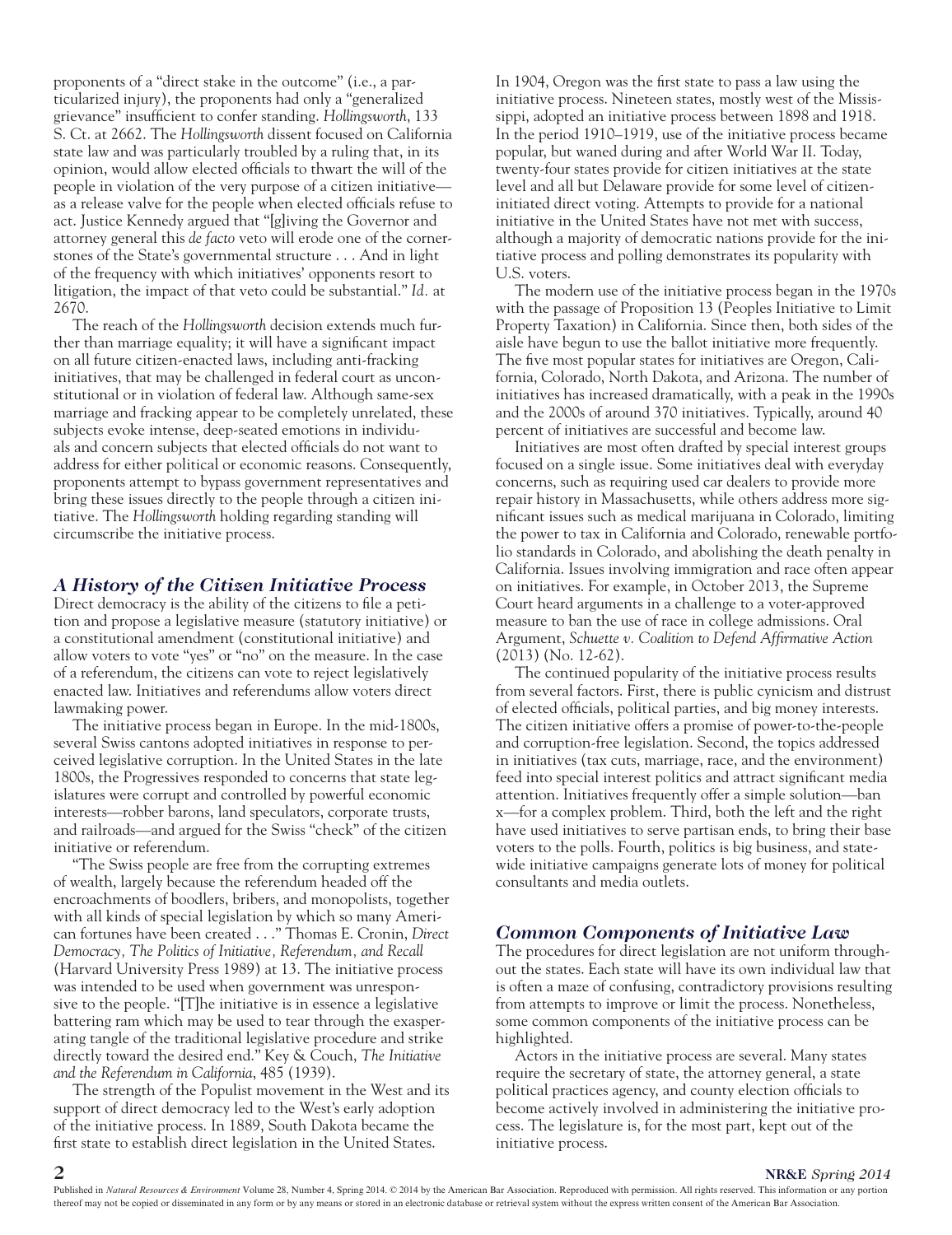proponents of a "direct stake in the outcome" (i.e., a particularized injury), the proponents had only a "generalized grievance" insufficient to confer standing. *Hollingsworth*, 133 S. Ct. at 2662. The *Hollingsworth* dissent focused on California state law and was particularly troubled by a ruling that, in its opinion, would allow elected officials to thwart the will of the people in violation of the very purpose of a citizen initiative—as a release valve for the people when elected officials refuse to act. Justice Kennedy argued that "[g]iving the Governor and attorney general this *de facto* veto will erode one of the cornerstones of the State's governmental structure . . . And in light of the frequency with which initiatives' opponents resort to litigation, the impact of that veto could be substantial." *Id.* at 2670.

The reach of the *Hollingsworth* decision extends much further than marriage equality; it will have a significant impact on all future citizen-enacted laws, including anti-fracking initiatives, that may be challenged in federal court as unconstitutional or in violation of federal law. Although same-sex marriage and fracking appear to be completely unrelated, these subjects evoke intense, deep-seated emotions in individuals and concern subjects that elected officials do not want to address for either political or economic reasons. Consequently, proponents attempt to bypass government representatives and bring these issues directly to the people through a citizen initiative. The *Hollingsworth* holding regarding standing will circumscribe the initiative process.

## *A History of the Citizen Initiative Process*

Direct democracy is the ability of the citizens to file a petition and propose a legislative measure (statutory initiative) or a constitutional amendment (constitutional initiative) and allow voters to vote "yes" or "no" on the measure. In the case of a referendum, the citizens can vote to reject legislatively enacted law. Initiatives and referendums allow voters direct lawmaking power.

The initiative process began in Europe. In the mid-1800s, several Swiss cantons adopted initiatives in response to perceived legislative corruption. In the United States in the late 1800s, the Progressives responded to concerns that state legislatures were corrupt and controlled by powerful economic interests—robber barons, land speculators, corporate trusts, and railroads—and argued for the Swiss "check" of the citizen initiative or referendum.

"The Swiss people are free from the corrupting extremes of wealth, largely because the referendum headed off the encroachments of boodlers, bribers, and monopolists, together with all kinds of special legislation by which so many American fortunes have been created . . ." Thomas E. Cronin, *Direct Democracy, The Politics of Initiative, Referendum, and Recall* (Harvard University Press 1989) at 13. The initiative process was intended to be used when government was unresponsive to the people. "[T]he initiative is in essence a legislative battering ram which may be used to tear through the exasperating tangle of the traditional legislative procedure and strike directly toward the desired end." Key & Couch, *The Initiative and the Referendum in California*, 485 (1939).

The strength of the Populist movement in the West and its support of direct democracy led to the West's early adoption of the initiative process. In 1889, South Dakota became the first state to establish direct legislation in the United States. In 1904, Oregon was the first state to pass a law using the initiative process. Nineteen states, mostly west of the Mississippi, adopted an initiative process between 1898 and 1918. In the period 1910–1919, use of the initiative process became popular, but waned during and after World War II. Today, twenty-four states provide for citizen initiatives at the state level and all but Delaware provide for some level of citizen-initiated direct voting. Attempts to provide for a national initiative in the United States have not met with success, although a majority of democratic nations provide for the initiative process and polling demonstrates its popularity with U.S. voters.

The modern use of the initiative process began in the 1970s with the passage of Proposition 13 (Peoples Initiative to Limit Property Taxation) in California. Since then, both sides of the aisle have begun to use the ballot initiative more frequently. The five most popular states for initiatives are Oregon, California, Colorado, North Dakota, and Arizona. The number of initiatives has increased dramatically, with a peak in the 1990s and the 2000s of around 370 initiatives. Typically, around 40 percent of initiatives are successful and become law.

Initiatives are most often drafted by special interest groups focused on a single issue. Some initiatives deal with everyday concerns, such as requiring used car dealers to provide more repair history in Massachusetts, while others address more significant issues such as medical marijuana in Colorado, limiting the power to tax in California and Colorado, renewable portfolio standards in Colorado, and abolishing the death penalty in California. Issues involving immigration and race often appear on initiatives. For example, in October 2013, the Supreme Court heard arguments in a challenge to a voter-approved measure to ban the use of race in college admissions. Oral Argument, *Schuette v. Coalition to Defend Affirmative Action* (2013) (No. 12-62).

The continued popularity of the initiative process results from several factors. First, there is public cynicism and distrust of elected officials, political parties, and big money interests. The citizen initiative offers a promise of power-to-the-people and corruption-free legislation. Second, the topics addressed in initiatives (tax cuts, marriage, race, and the environment) feed into special interest politics and attract significant media attention. Initiatives frequently offer a simple solution—ban x—for a complex problem. Third, both the left and the right have used initiatives to serve partisan ends, to bring their base voters to the polls. Fourth, politics is big business, and statewide initiative campaigns generate lots of money for political consultants and media outlets.

## *Common Components of Initiative Law*

The procedures for direct legislation are not uniform throughout the states. Each state will have its own individual law that is often a maze of confusing, contradictory provisions resulting from attempts to improve or limit the process. Nonetheless, some common components of the initiative process can be highlighted.

Actors in the initiative process are several. Many states require the secretary of state, the attorney general, a state political practices agency, and county election officials to become actively involved in administering the initiative process. The legislature is, for the most part, kept out of the initiative process.

Published in *Natural Resources & Environment* Volume 28, Number 4, Spring 2014. © 2014 by the American Bar Association. Reproduced with permission. All rights reserved. This information or any portion thereof may not be copied or disseminated in any form or by any means or stored in an electronic database or retrieval system without the express written consent of the American Bar Association.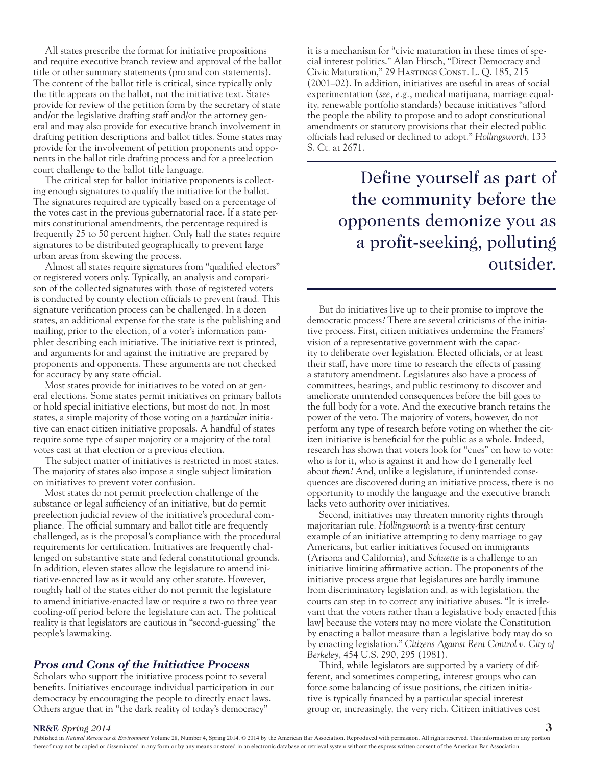All states prescribe the format for initiative propositions and require executive branch review and approval of the ballot title or other summary statements (pro and con statements). The content of the ballot title is critical, since typically only the title appears on the ballot, not the initiative text. States provide for review of the petition form by the secretary of state and/or the legislative drafting staff and/or the attorney general and may also provide for executive branch involvement in drafting petition descriptions and ballot titles. Some states may provide for the involvement of petition proponents and opponents in the ballot title drafting process and for a preelection court challenge to the ballot title language.

The critical step for ballot initiative proponents is collecting enough signatures to qualify the initiative for the ballot. The signatures required are typically based on a percentage of the votes cast in the previous gubernatorial race. If a state permits constitutional amendments, the percentage required is frequently 25 to 50 percent higher. Only half the states require signatures to be distributed geographically to prevent large urban areas from skewing the process.

Almost all states require signatures from "qualified electors" or registered voters only. Typically, an analysis and comparison of the collected signatures with those of registered voters is conducted by county election officials to prevent fraud. This signature verification process can be challenged. In a dozen states, an additional expense for the state is the publishing and mailing, prior to the election, of a voter's information pamphlet describing each initiative. The initiative text is printed, and arguments for and against the initiative are prepared by proponents and opponents. These arguments are not checked for accuracy by any state official.

Most states provide for initiatives to be voted on at general elections. Some states permit initiatives on primary ballots or hold special initiative elections, but most do not. In most states, a simple majority of those voting on a *particular* initiative can enact citizen initiative proposals. A handful of states require some type of super majority or a majority of the total votes cast at that election or a previous election.

The subject matter of initiatives is restricted in most states. The majority of states also impose a single subject limitation on initiatives to prevent voter confusion.

Most states do not permit preelection challenge of the substance or legal sufficiency of an initiative, but do permit preelection judicial review of the initiative's procedural compliance. The official summary and ballot title are frequently challenged, as is the proposal's compliance with the procedural requirements for certification. Initiatives are frequently challenged on substantive state and federal constitutional grounds. In addition, eleven states allow the legislature to amend initiative-enacted law as it would any other statute. However, roughly half of the states either do not permit the legislature to amend initiative-enacted law or require a two to three year cooling-off period before the legislature can act. The political reality is that legislators are cautious in "second-guessing" the people's lawmaking.

### *Pros and Cons of the Initiative Process*

Scholars who support the initiative process point to several benefits. Initiatives encourage individual participation in our democracy by encouraging the people to directly enact laws. Others argue that in "the dark reality of today's democracy" it is a mechanism for "civic maturation in these times of special interest politics." Alan Hirsch, "Direct Democracy and Civic Maturation," 29 Hastings Const. L. Q. 185, 215 (2001–02). In addition, initiatives are useful in areas of social experimentation (*see, e.g.*, medical marijuana, marriage equality, renewable portfolio standards) because initiatives "afford the people the ability to propose and to adopt constitutional amendments or statutory provisions that their elected public officials had refused or declined to adopt." *Hollingsworth*, 133 S. Ct. at 2671.

> Define yourself as part of the community before the opponents demonize you as a profit-seeking, polluting outsider.

But do initiatives live up to their promise to improve the democratic process? There are several criticisms of the initiative process. First, citizen initiatives undermine the Framers' vision of a representative government with the capacity to deliberate over legislation. Elected officials, or at least their staff, have more time to research the effects of passing a statutory amendment. Legislatures also have a process of committees, hearings, and public testimony to discover and ameliorate unintended consequences before the bill goes to the full body for a vote. And the executive branch retains the power of the veto. The majority of voters, however, do not perform any type of research before voting on whether the citizen initiative is beneficial for the public as a whole. Indeed, research has shown that voters look for "cues" on how to vote: who is for it, who is against it and how do I generally feel about *them*? And, unlike a legislature, if unintended consequences are discovered during an initiative process, there is no opportunity to modify the language and the executive branch lacks veto authority over initiatives.

Second, initiatives may threaten minority rights through majoritarian rule. *Hollingsworth* is a twenty-first century example of an initiative attempting to deny marriage to gay Americans, but earlier initiatives focused on immigrants (Arizona and California), and *Schuette* is a challenge to an initiative limiting affirmative action. The proponents of the initiative process argue that legislatures are hardly immune from discriminatory legislation and, as with legislation, the courts can step in to correct any initiative abuses. "It is irrelevant that the voters rather than a legislative body enacted [this law] because the voters may no more violate the Constitution by enacting a ballot measure than a legislative body may do so by enacting legislation." *Citizens Against Rent Control v. City of Berkeley*, 454 U.S. 290, 295 (1981).

Third, while legislators are supported by a variety of different, and sometimes competing, interest groups who can force some balancing of issue positions, the citizen initiative is typically financed by a particular special interest group or, increasingly, the very rich. Citizen initiatives cost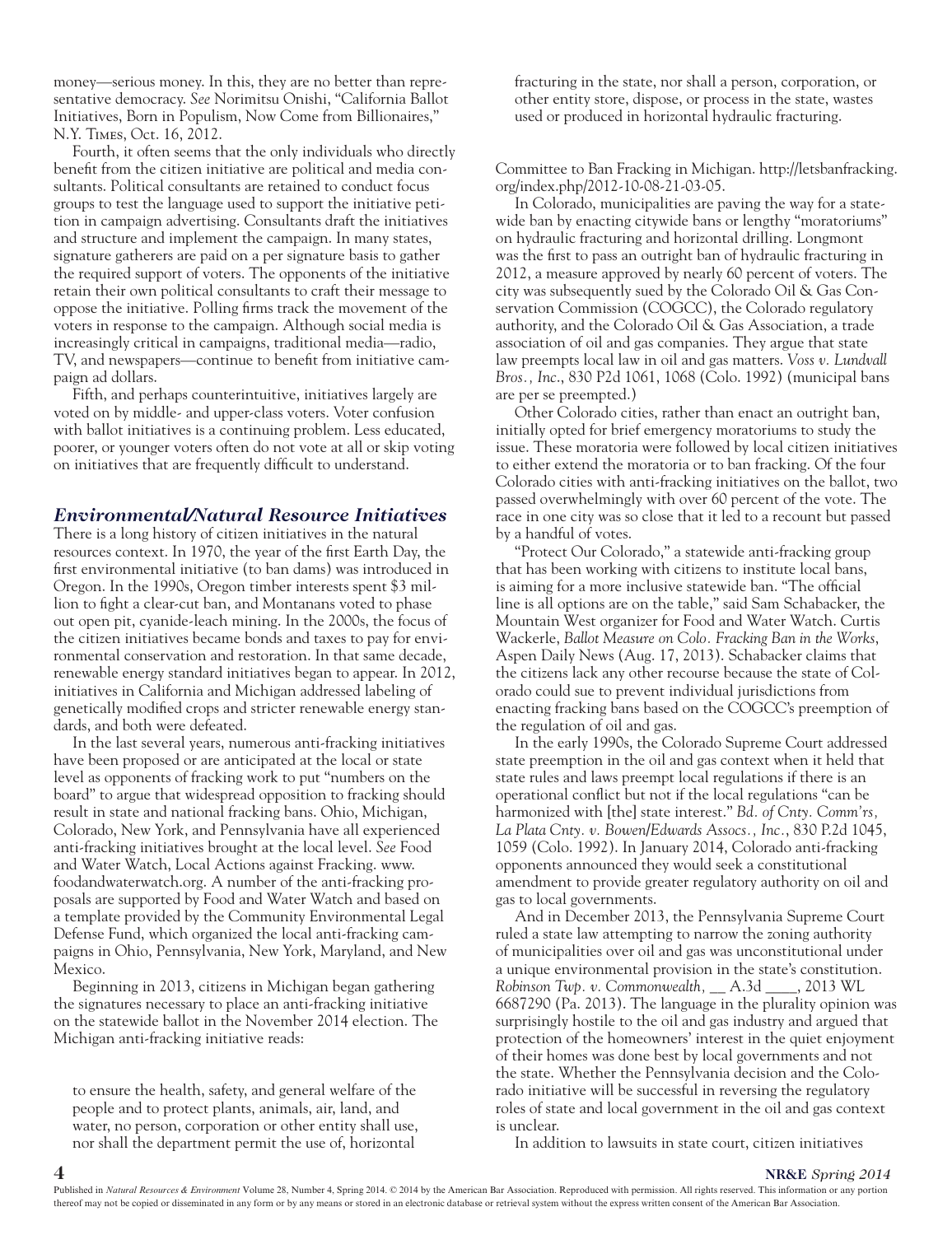money—serious money. In this, they are no better than representative democracy. *See* Norimitsu Onishi, "California Ballot Initiatives, Born in Populism, Now Come from Billionaires," N.Y. Times, Oct. 16, 2012.

Fourth, it often seems that the only individuals who directly benefit from the citizen initiative are political and media consultants. Political consultants are retained to conduct focus groups to test the language used to support the initiative petition in campaign advertising. Consultants draft the initiatives and structure and implement the campaign. In many states, signature gatherers are paid on a per signature basis to gather the required support of voters. The opponents of the initiative retain their own political consultants to craft their message to oppose the initiative. Polling firms track the movement of the voters in response to the campaign. Although social media is increasingly critical in campaigns, traditional media—radio, TV, and newspapers—continue to benefit from initiative campaign ad dollars.

Fifth, and perhaps counterintuitive, initiatives largely are voted on by middle- and upper-class voters. Voter confusion with ballot initiatives is a continuing problem. Less educated, poorer, or younger voters often do not vote at all or skip voting on initiatives that are frequently difficult to understand.

## *Environmental/Natural Resource Initiatives*

There is a long history of citizen initiatives in the natural resources context. In 1970, the year of the first Earth Day, the first environmental initiative (to ban dams) was introduced in Oregon. In the 1990s, Oregon timber interests spent $3 million to fight a clear-cut ban, and Montanans voted to phase out open pit, cyanide-leach mining. In the 2000s, the focus of the citizen initiatives became bonds and taxes to pay for environmental conservation and restoration. In that same decade, renewable energy standard initiatives began to appear. In 2012, initiatives in California and Michigan addressed labeling of genetically modified crops and stricter renewable energy standards, and both were defeated.

In the last several years, numerous anti-fracking initiatives have been proposed or are anticipated at the local or state level as opponents of fracking work to put "numbers on the board" to argue that widespread opposition to fracking should result in state and national fracking bans. Ohio, Michigan, Colorado, New York, and Pennsylvania have all experienced anti-fracking initiatives brought at the local level. *See* Food and Water Watch, Local Actions against Fracking. www.foodandwaterwatch.org. A number of the anti-fracking proposals are supported by Food and Water Watch and based on a template provided by the Community Environmental Legal Defense Fund, which organized the local anti-fracking campaigns in Ohio, Pennsylvania, New York, Maryland, and New Mexico.

Beginning in 2013, citizens in Michigan began gathering the signatures necessary to place an anti-fracking initiative on the statewide ballot in the November 2014 election. The Michigan anti-fracking initiative reads:

> to ensure the health, safety, and general welfare of the people and to protect plants, animals, air, land, and water, no person, corporation or other entity shall use, nor shall the department permit the use of, horizontal fracturing in the state, nor shall a person, corporation, or other entity store, dispose, or process in the state, wastes used or produced in horizontal hydraulic fracturing.

Committee to Ban Fracking in Michigan. http://letsbanfracking.org/index.php/2012-10-08-21-03-05.

In Colorado, municipalities are paving the way for a statewide ban by enacting citywide bans or lengthy "moratoriums" on hydraulic fracturing and horizontal drilling. Longmont was the first to pass an outright ban of hydraulic fracturing in 2012, a measure approved by nearly 60 percent of voters. The city was subsequently sued by the Colorado Oil & Gas Conservation Commission (COGCC), the Colorado regulatory authority, and the Colorado Oil & Gas Association, a trade association of oil and gas companies. They argue that state law preempts local law in oil and gas matters. *Voss v. Lundvall Bros., Inc*., 830 P2d 1061, 1068 (Colo. 1992) (municipal bans are per se preempted.)

Other Colorado cities, rather than enact an outright ban, initially opted for brief emergency moratoriums to study the issue. These moratoria were followed by local citizen initiatives to either extend the moratoria or to ban fracking. Of the four Colorado cities with anti-fracking initiatives on the ballot, two passed overwhelmingly with over 60 percent of the vote. The race in one city was so close that it led to a recount but passed by a handful of votes.

"Protect Our Colorado," a statewide anti-fracking group that has been working with citizens to institute local bans, is aiming for a more inclusive statewide ban. "The official line is all options are on the table," said Sam Schabacker, the Mountain West organizer for Food and Water Watch. Curtis Wackerle, *Ballot Measure on Colo. Fracking Ban in the Works*, Aspen Daily News (Aug. 17, 2013). Schabacker claims that the citizens lack any other recourse because the state of Colorado could sue to prevent individual jurisdictions from enacting fracking bans based on the COGCC's preemption of the regulation of oil and gas.

In the early 1990s, the Colorado Supreme Court addressed state preemption in the oil and gas context when it held that state rules and laws preempt local regulations if there is an operational conflict but not if the local regulations "can be harmonized with [the] state interest." *Bd. of Cnty. Comm'rs, La Plata Cnty. v. Bowen/Edwards Assocs., Inc*., 830 P.2d 1045, 1059 (Colo. 1992). In January 2014, Colorado anti-fracking opponents announced they would seek a constitutional amendment to provide greater regulatory authority on oil and gas to local governments.

And in December 2013, the Pennsylvania Supreme Court ruled a state law attempting to narrow the zoning authority of municipalities over oil and gas was unconstitutional under a unique environmental provision in the state's constitution. *Robinson Twp. v. Commonwealth*, __ A.3d ____, 2013 WL 6687290 (Pa. 2013). The language in the plurality opinion was surprisingly hostile to the oil and gas industry and argued that protection of the homeowners' interest in the quiet enjoyment of their homes was done best by local governments and not the state. Whether the Pennsylvania decision and the Colorado initiative will be successful in reversing the regulatory roles of state and local government in the oil and gas context is unclear.

In addition to lawsuits in state court, citizen initiatives

Published in *Natural Resources & Environment* Volume 28, Number 4, Spring 2014. © 2014 by the American Bar Association. Reproduced with permission. All rights reserved. This information or any portion thereof may not be copied or disseminated in any form or by any means or stored in an electronic database or retrieval system without the express written consent of the American Bar Association.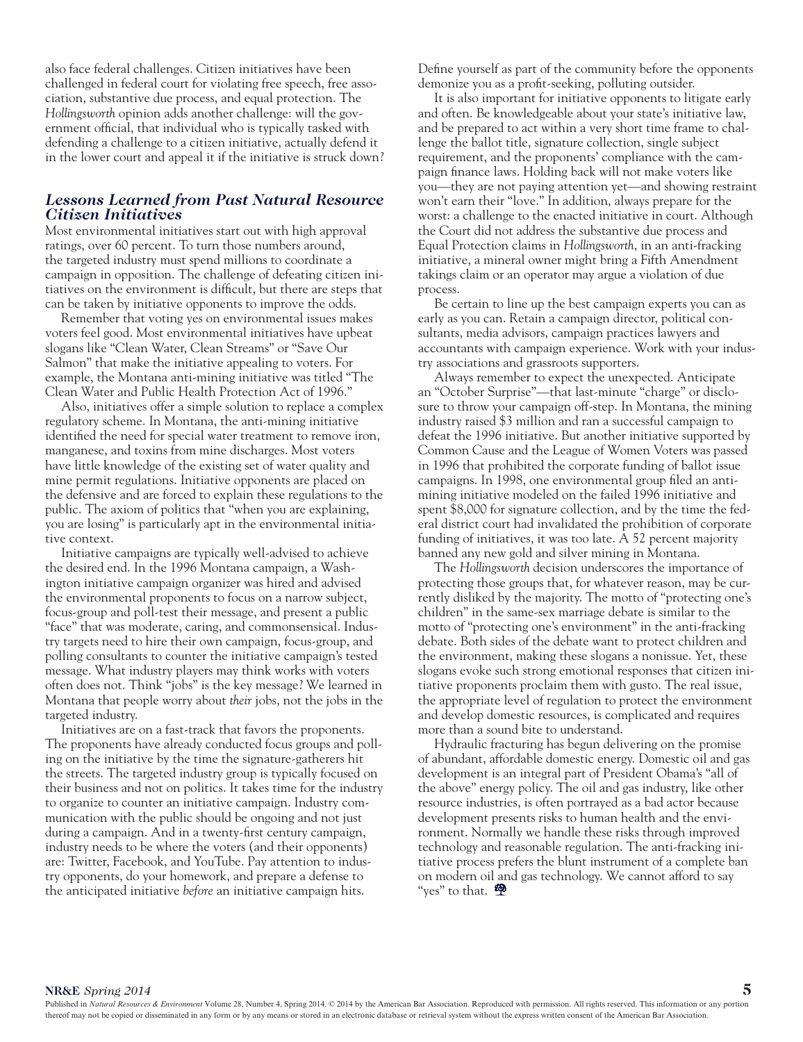also face federal challenges. Citizen initiatives have been challenged in federal court for violating free speech, free association, substantive due process, and equal protection. The *Hollingsworth* opinion adds another challenge: will the government official, that individual who is typically tasked with defending a challenge to a citizen initiative, actually defend it in the lower court and appeal it if the initiative is struck down?

### *Lessons Learned from Past Natural Resource Citizen Initiatives*

Most environmental initiatives start out with high approval ratings, over 60 percent. To turn those numbers around, the targeted industry must spend millions to coordinate a campaign in opposition. The challenge of defeating citizen initiatives on the environment is difficult, but there are steps that can be taken by initiative opponents to improve the odds.

Remember that voting yes on environmental issues makes voters feel good. Most environmental initiatives have upbeat slogans like "Clean Water, Clean Streams" or "Save Our Salmon" that make the initiative appealing to voters. For example, the Montana anti-mining initiative was titled "The Clean Water and Public Health Protection Act of 1996."

Also, initiatives offer a simple solution to replace a complex regulatory scheme. In Montana, the anti-mining initiative identified the need for special water treatment to remove iron, manganese, and toxins from mine discharges. Most voters have little knowledge of the existing set of water quality and mine permit regulations. Initiative opponents are placed on the defensive and are forced to explain these regulations to the public. The axiom of politics that "when you are explaining, you are losing" is particularly apt in the environmental initiative context.

Initiative campaigns are typically well-advised to achieve the desired end. In the 1996 Montana campaign, a Washington initiative campaign organizer was hired and advised the environmental proponents to focus on a narrow subject, focus-group and poll-test their message, and present a public "face" that was moderate, caring, and commonsensical. Industry targets need to hire their own campaign, focus-group, and polling consultants to counter the initiative campaign's tested message. What industry players may think works with voters often does not. Think "jobs" is the key message? We learned in Montana that people worry about *their* jobs, not the jobs in the targeted industry.

Initiatives are on a fast-track that favors the proponents. The proponents have already conducted focus groups and polling on the initiative by the time the signature-gatherers hit the streets. The targeted industry group is typically focused on their business and not on politics. It takes time for the industry to organize to counter an initiative campaign. Industry communication with the public should be ongoing and not just during a campaign. And in a twenty-first century campaign, industry needs to be where the voters (and their opponents) are: Twitter, Facebook, and YouTube. Pay attention to industry opponents, do your homework, and prepare a defense to the anticipated initiative *before* an initiative campaign hits. Define yourself as part of the community before the opponents demonize you as a profit-seeking, polluting outsider.

It is also important for initiative opponents to litigate early and often. Be knowledgeable about your state's initiative law, and be prepared to act within a very short time frame to challenge the ballot title, signature collection, single subject requirement, and the proponents' compliance with the campaign finance laws. Holding back will not make voters like you—they are not paying attention yet—and showing restraint won't earn their "love." In addition, always prepare for the worst: a challenge to the enacted initiative in court. Although the Court did not address the substantive due process and Equal Protection claims in *Hollingsworth*, in an anti-fracking initiative, a mineral owner might bring a Fifth Amendment takings claim or an operator may argue a violation of due process.

Be certain to line up the best campaign experts you can as early as you can. Retain a campaign director, political consultants, media advisors, campaign practices lawyers and accountants with campaign experience. Work with your industry associations and grassroots supporters.

Always remember to expect the unexpected. Anticipate an "October Surprise"—that last-minute "charge" or disclosure to throw your campaign off-step. In Montana, the mining industry raised $3 million and ran a successful campaign to defeat the 1996 initiative. But another initiative supported by Common Cause and the League of Women Voters was passed in 1996 that prohibited the corporate funding of ballot issue campaigns. In 1998, one environmental group filed an anti-mining initiative modeled on the failed 1996 initiative and spent $8,000 for signature collection, and by the time the federal district court had invalidated the prohibition of corporate funding of initiatives, it was too late. A 52 percent majority banned any new gold and silver mining in Montana.

The *Hollingsworth* decision underscores the importance of protecting those groups that, for whatever reason, may be currently disliked by the majority. The motto of "protecting one's children" in the same-sex marriage debate is similar to the motto of "protecting one's environment" in the anti-fracking debate. Both sides of the debate want to protect children and the environment, making these slogans a nonissue. Yet, these slogans evoke such strong emotional responses that citizen initiative proponents proclaim them with gusto. The real issue, the appropriate level of regulation to protect the environment and develop domestic resources, is complicated and requires more than a sound bite to understand.

Hydraulic fracturing has begun delivering on the promise of abundant, affordable domestic energy. Domestic oil and gas development is an integral part of President Obama's "all of the above" energy policy. The oil and gas industry, like other resource industries, is often portrayed as a bad actor because development presents risks to human health and the environment. Normally we handle these risks through improved technology and reasonable regulation. The anti-fracking initiative process prefers the blunt instrument of a complete ban on modern oil and gas technology. We cannot afford to say "yes" to that.

Published in *Natural Resources & Environment* Volume 28, Number 4, Spring 2014. © 2014 by the American Bar Association. Reproduced with permission. All rights reserved. This information or any portion thereof may not be copied or disseminated in any form or by any means or stored in an electronic database or retrieval system without the express written consent of the American Bar Association.